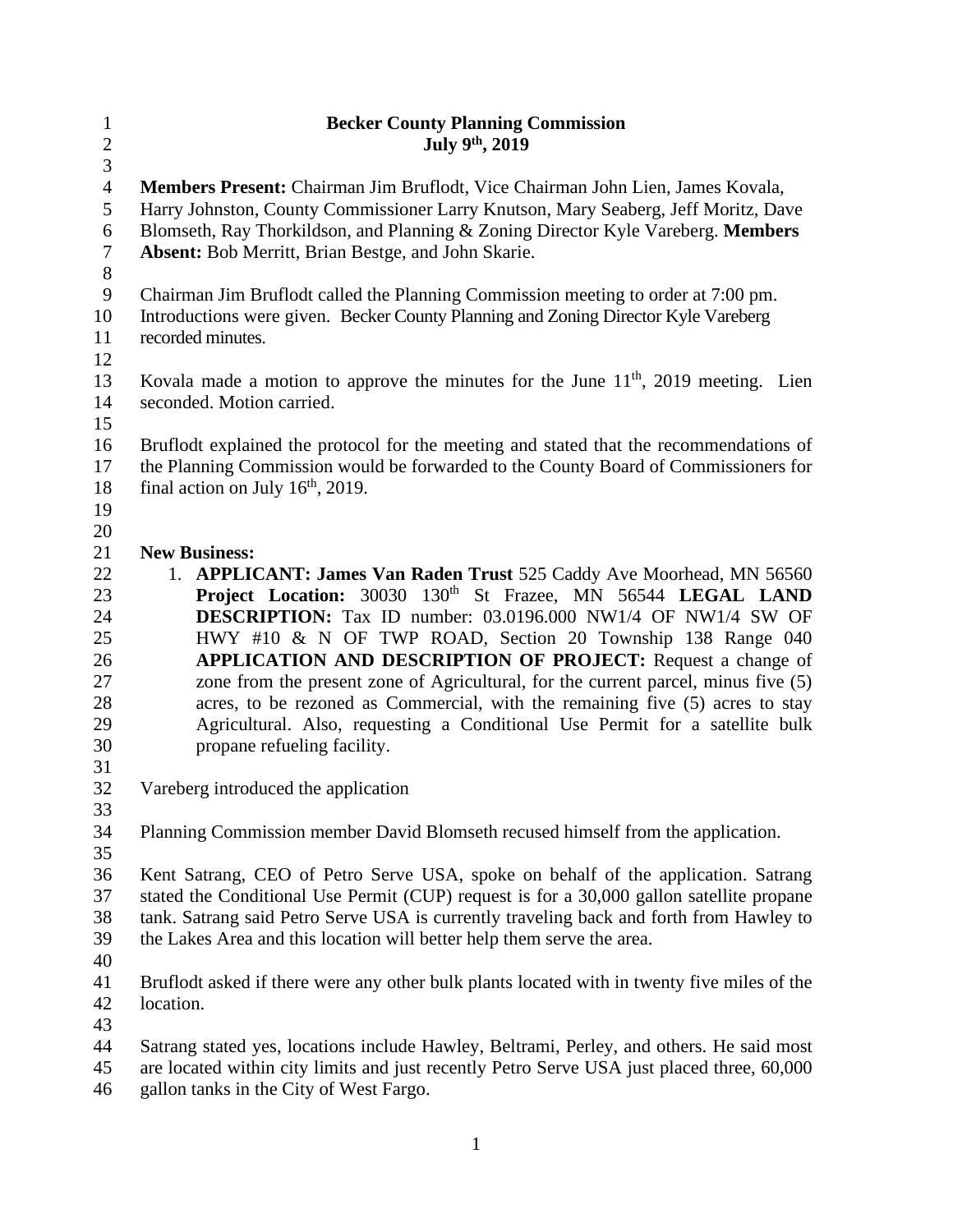**Becker County Planning Commission**
**July 9th, 2019**

**Members Present:** Chairman Jim Bruflodt, Vice Chairman John Lien, James Kovala, Harry Johnston, County Commissioner Larry Knutson, Mary Seaberg, Jeff Moritz, Dave Blomseth, Ray Thorkildson, and Planning & Zoning Director Kyle Vareberg. **Members Absent:** Bob Merritt, Brian Bestge, and John Skarie.

Chairman Jim Bruflodt called the Planning Commission meeting to order at 7:00 pm. Introductions were given. Becker County Planning and Zoning Director Kyle Vareberg recorded minutes.

Kovala made a motion to approve the minutes for the June 11th, 2019 meeting. Lien seconded. Motion carried.

Bruflodt explained the protocol for the meeting and stated that the recommendations of the Planning Commission would be forwarded to the County Board of Commissioners for final action on July 16th, 2019.

**New Business:**

1. **APPLICANT: James Van Raden Trust** 525 Caddy Ave Moorhead, MN 56560 **Project Location:** 30030 130th St Frazee, MN 56544 **LEGAL LAND DESCRIPTION:** Tax ID number: 03.0196.000 NW1/4 OF NW1/4 SW OF HWY #10 & N OF TWP ROAD, Section 20 Township 138 Range 040 **APPLICATION AND DESCRIPTION OF PROJECT:** Request a change of zone from the present zone of Agricultural, for the current parcel, minus five (5) acres, to be rezoned as Commercial, with the remaining five (5) acres to stay Agricultural. Also, requesting a Conditional Use Permit for a satellite bulk propane refueling facility.

Vareberg introduced the application

Planning Commission member David Blomseth recused himself from the application.

Kent Satrang, CEO of Petro Serve USA, spoke on behalf of the application. Satrang stated the Conditional Use Permit (CUP) request is for a 30,000 gallon satellite propane tank. Satrang said Petro Serve USA is currently traveling back and forth from Hawley to the Lakes Area and this location will better help them serve the area.

Bruflodt asked if there were any other bulk plants located with in twenty five miles of the location.

Satrang stated yes, locations include Hawley, Beltrami, Perley, and others. He said most are located within city limits and just recently Petro Serve USA just placed three, 60,000 gallon tanks in the City of West Fargo.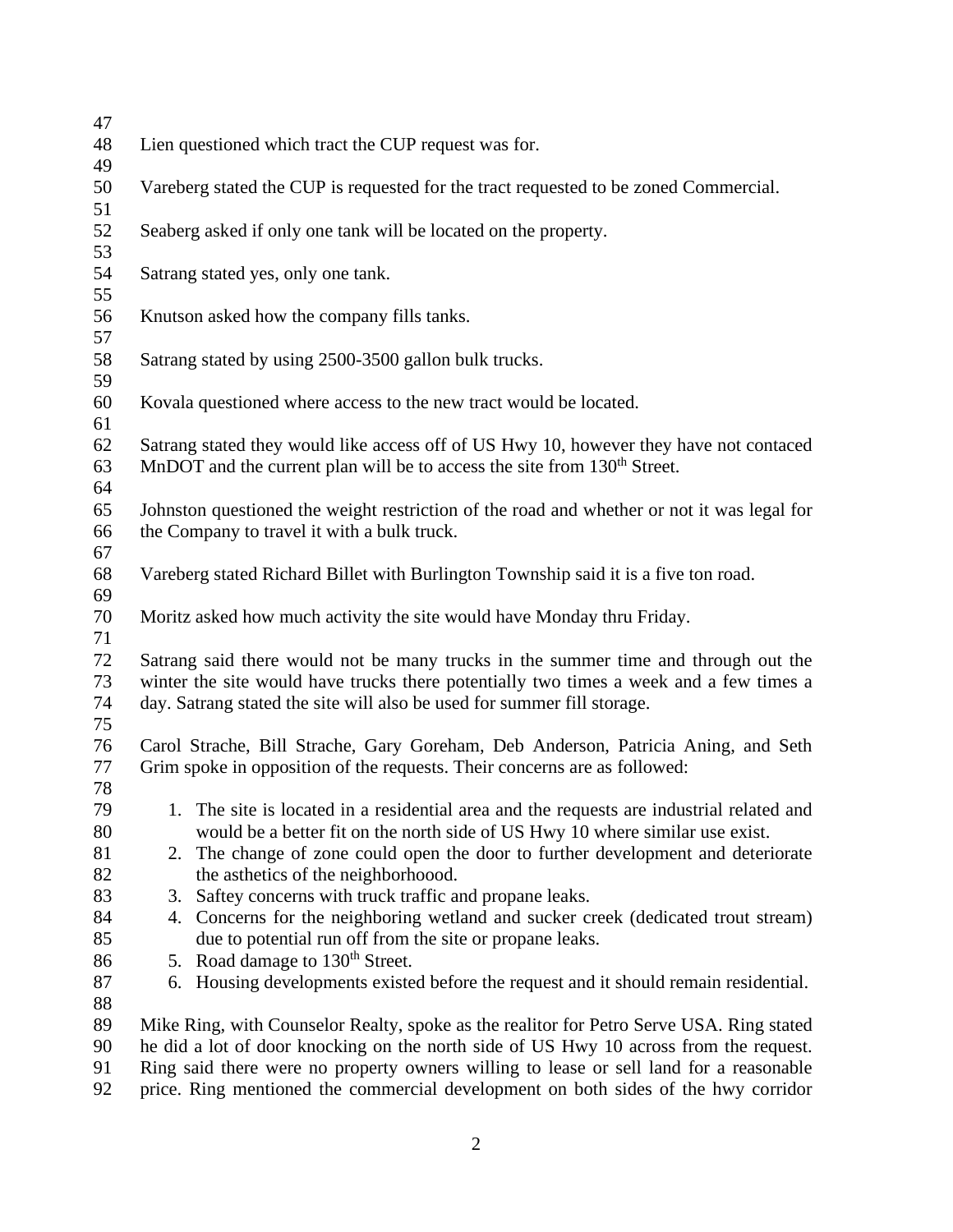Lien questioned which tract the CUP request was for.

Vareberg stated the CUP is requested for the tract requested to be zoned Commercial.

Seaberg asked if only one tank will be located on the property.

Satrang stated yes, only one tank.

Knutson asked how the company fills tanks.

Satrang stated by using 2500-3500 gallon bulk trucks.

Kovala questioned where access to the new tract would be located.

Satrang stated they would like access off of US Hwy 10, however they have not contaced MnDOT and the current plan will be to access the site from 130th Street.

Johnston questioned the weight restriction of the road and whether or not it was legal for the Company to travel it with a bulk truck.

Vareberg stated Richard Billet with Burlington Township said it is a five ton road.

Moritz asked how much activity the site would have Monday thru Friday.

Satrang said there would not be many trucks in the summer time and through out the winter the site would have trucks there potentially two times a week and a few times a day. Satrang stated the site will also be used for summer fill storage.

Carol Strache, Bill Strache, Gary Goreham, Deb Anderson, Patricia Aning, and Seth Grim spoke in opposition of the requests. Their concerns are as followed:

1. The site is located in a residential area and the requests are industrial related and would be a better fit on the north side of US Hwy 10 where similar use exist.
2. The change of zone could open the door to further development and deteriorate the asthetics of the neighborhoood.
3. Saftey concerns with truck traffic and propane leaks.
4. Concerns for the neighboring wetland and sucker creek (dedicated trout stream) due to potential run off from the site or propane leaks.
5. Road damage to 130th Street.
6. Housing developments existed before the request and it should remain residential.

Mike Ring, with Counselor Realty, spoke as the realitor for Petro Serve USA. Ring stated he did a lot of door knocking on the north side of US Hwy 10 across from the request. Ring said there were no property owners willing to lease or sell land for a reasonable price. Ring mentioned the commercial development on both sides of the hwy corridor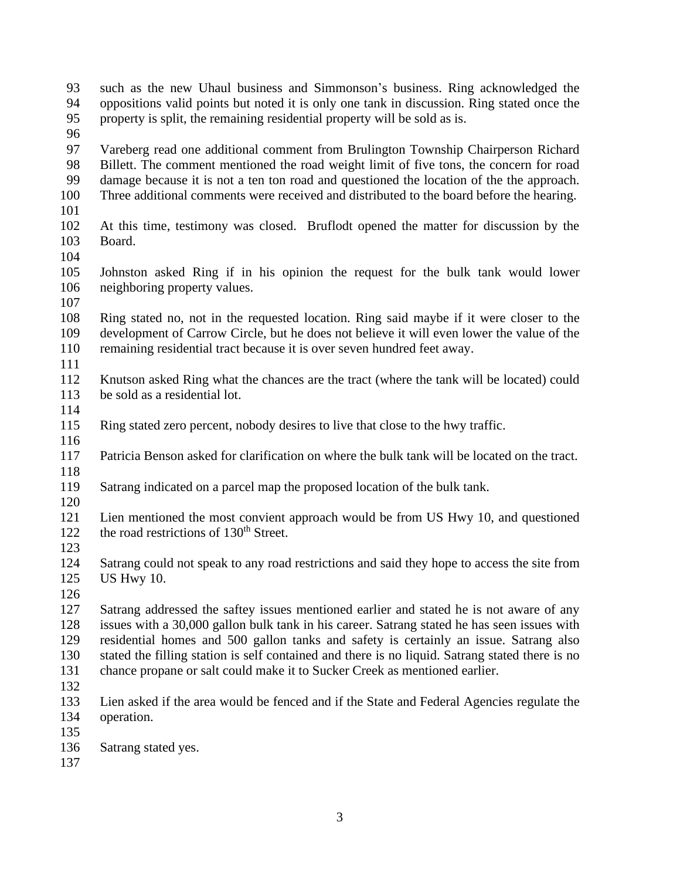such as the new Uhaul business and Simmonson's business. Ring acknowledged the oppositions valid points but noted it is only one tank in discussion. Ring stated once the property is split, the remaining residential property will be sold as is.

Vareberg read one additional comment from Brulington Township Chairperson Richard Billett. The comment mentioned the road weight limit of five tons, the concern for road damage because it is not a ten ton road and questioned the location of the the approach. Three additional comments were received and distributed to the board before the hearing.

At this time, testimony was closed. Bruflodt opened the matter for discussion by the Board.

Johnston asked Ring if in his opinion the request for the bulk tank would lower neighboring property values.

Ring stated no, not in the requested location. Ring said maybe if it were closer to the development of Carrow Circle, but he does not believe it will even lower the value of the remaining residential tract because it is over seven hundred feet away.

Knutson asked Ring what the chances are the tract (where the tank will be located) could be sold as a residential lot.

Ring stated zero percent, nobody desires to live that close to the hwy traffic.

Patricia Benson asked for clarification on where the bulk tank will be located on the tract.

Satrang indicated on a parcel map the proposed location of the bulk tank.

Lien mentioned the most convient approach would be from US Hwy 10, and questioned the road restrictions of 130th Street.

Satrang could not speak to any road restrictions and said they hope to access the site from US Hwy 10.

Satrang addressed the saftey issues mentioned earlier and stated he is not aware of any issues with a 30,000 gallon bulk tank in his career. Satrang stated he has seen issues with residential homes and 500 gallon tanks and safety is certainly an issue. Satrang also stated the filling station is self contained and there is no liquid. Satrang stated there is no chance propane or salt could make it to Sucker Creek as mentioned earlier.

Lien asked if the area would be fenced and if the State and Federal Agencies regulate the operation.

Satrang stated yes.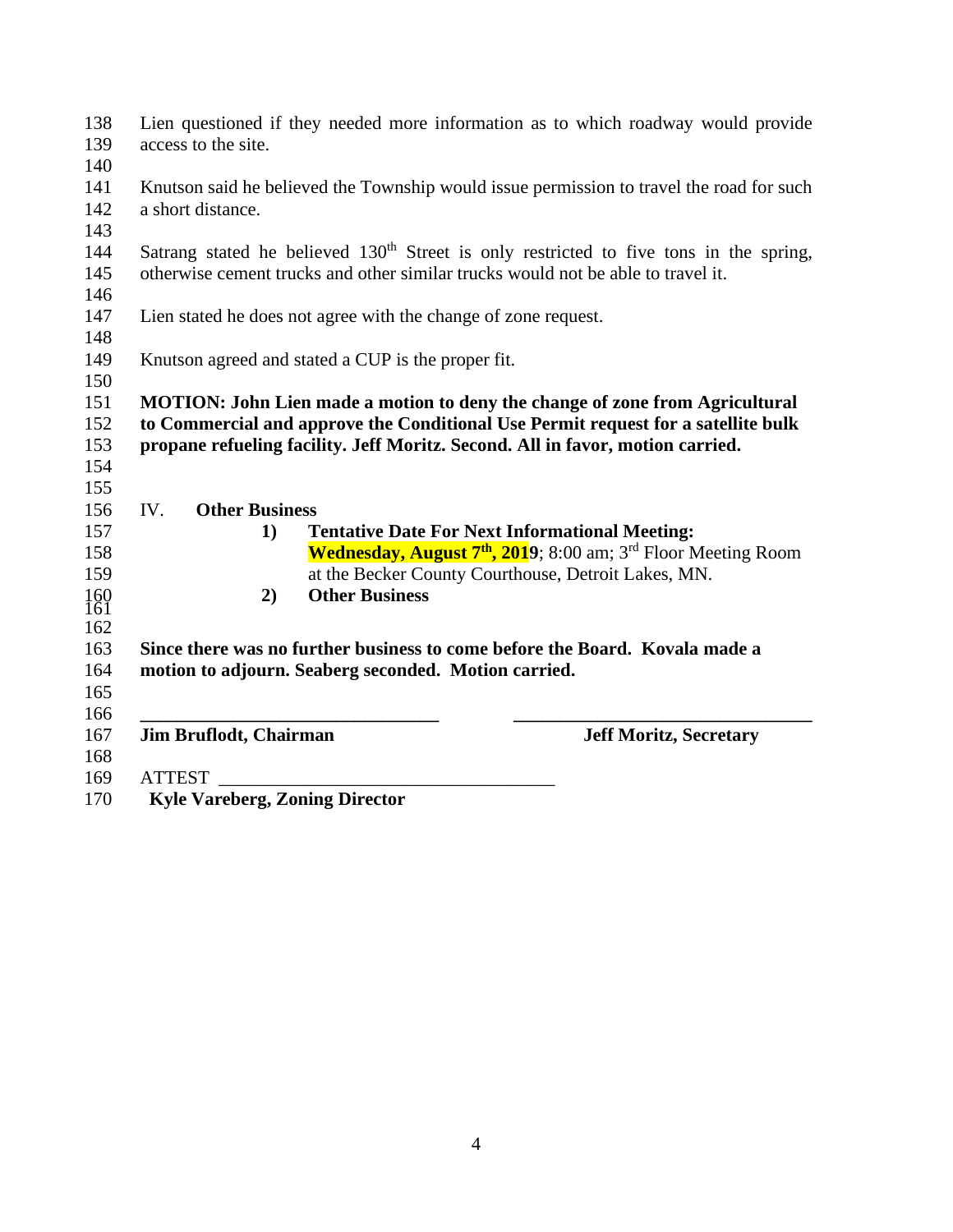Lien questioned if they needed more information as to which roadway would provide access to the site.

Knutson said he believed the Township would issue permission to travel the road for such a short distance.

Satrang stated he believed 130th Street is only restricted to five tons in the spring, otherwise cement trucks and other similar trucks would not be able to travel it.

Lien stated he does not agree with the change of zone request.

Knutson agreed and stated a CUP is the proper fit.

**MOTION: John Lien made a motion to deny the change of zone from Agricultural to Commercial and approve the Conditional Use Permit request for a satellite bulk propane refueling facility. Jeff Moritz. Second. All in favor, motion carried.**

IV. **Other Business**

1) **Tentative Date For Next Informational Meeting:**
**Wednesday, August 7th, 2019**; 8:00 am; 3rd Floor Meeting Room at the Becker County Courthouse, Detroit Lakes, MN.

2) **Other Business**

**Since there was no further business to come before the Board. Kovala made a motion to adjourn. Seaberg seconded. Motion carried.**

\_\_\_\_\_\_\_\_\_\_\_\_\_\_\_\_\_\_\_\_\_\_\_\_\_\_\_\_\_\_ \_\_\_\_\_\_\_\_\_\_\_\_\_\_\_\_\_\_\_\_\_\_\_\_\_\_\_\_\_\_

**Jim Bruflodt, Chairman** **Jeff Moritz, Secretary**

ATTEST \_\_\_\_\_\_\_\_\_\_\_\_\_\_\_\_\_\_\_\_\_\_\_\_\_\_\_\_\_\_\_\_\_\_

**Kyle Vareberg, Zoning Director**